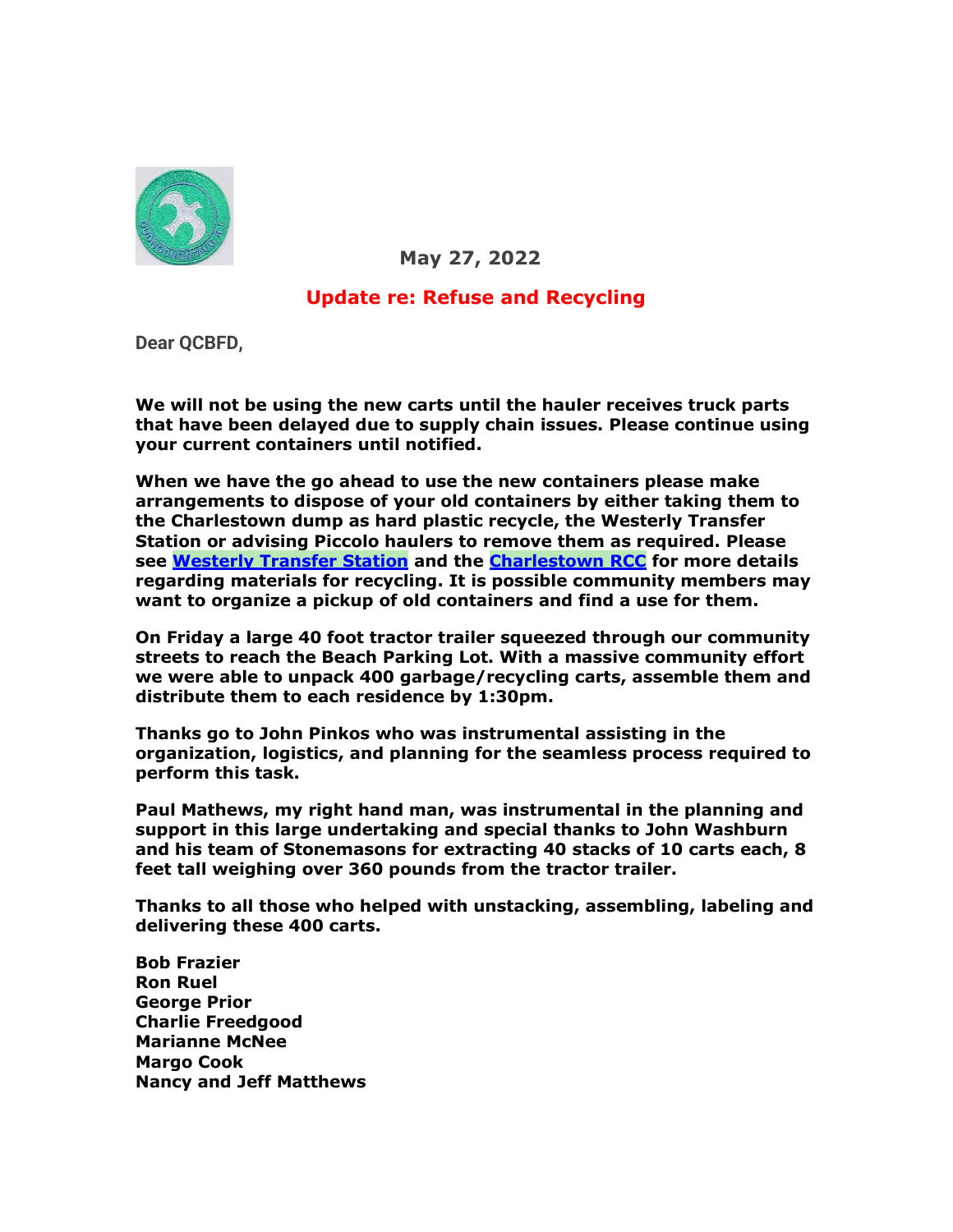**May 27, 2022**

## Update re: Refuse and Recycling

**Dear QCBFD,**

**We will not be using the new carts until the hauler receives truck parts that have been delayed due to supply chain issues. Please continue using your current containers until notified.**

**When we have the go ahead to use the new containers please make arrangements to dispose of your old containers by either taking them to the Charlestown dump as hard plastic recycle, the Westerly Transfer Station or advising Piccolo haulers to remove them as required. Please see Westerly Transfer Station and the Charlestown RCC for more details regarding materials for recycling. It is possible community members may want to organize a pickup of old containers and find a use for them.**

**On Friday a large 40 foot tractor trailer squeezed through our community streets to reach the Beach Parking Lot. With a massive community effort we were able to unpack 400 garbage/recycling carts, assemble them and distribute them to each residence by 1:30pm.**

**Thanks go to John Pinkos who was instrumental assisting in the organization, logistics, and planning for the seamless process required to perform this task.**

**Paul Mathews, my right hand man, was instrumental in the planning and support in this large undertaking and special thanks to John Washburn and his team of Stonemasons for extracting 40 stacks of 10 carts each, 8 feet tall weighing over 360 pounds from the tractor trailer.**

**Thanks to all those who helped with unstacking, assembling, labeling and delivering these 400 carts.**

**Bob Frazier**
**Ron Ruel**
**George Prior**
**Charlie Freedgood**
**Marianne McNee**
**Margo Cook**
**Nancy and Jeff Matthews**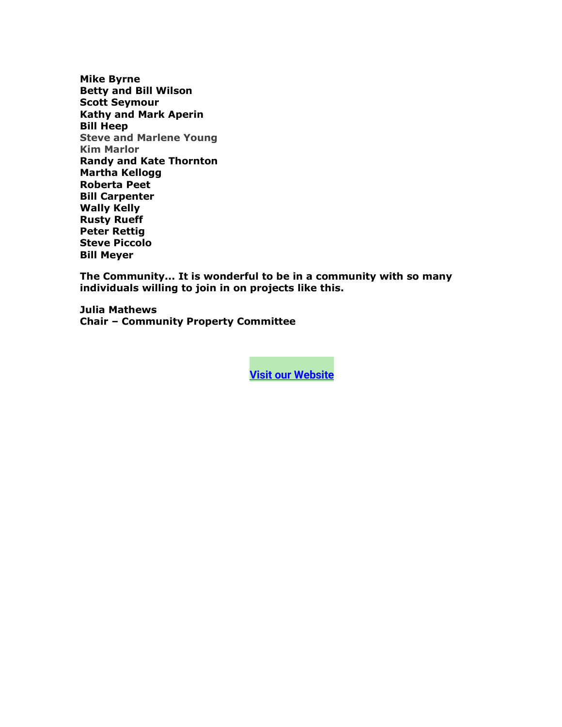**Mike Byrne**
**Betty and Bill Wilson**
**Scott Seymour**
**Kathy and Mark Aperin**
**Bill Heep**
**Steve and Marlene Young**
**Kim Marlor**
**Randy and Kate Thornton**
**Martha Kellogg**
**Roberta Peet**
**Bill Carpenter**
**Wally Kelly**
**Rusty Rueff**
**Peter Rettig**
**Steve Piccolo**
**Bill Meyer**

**The Community... It is wonderful to be in a community with so many individuals willing to join in on projects like this.**

**Julia Mathews**
**Chair – Community Property Committee**

**Visit our Website**